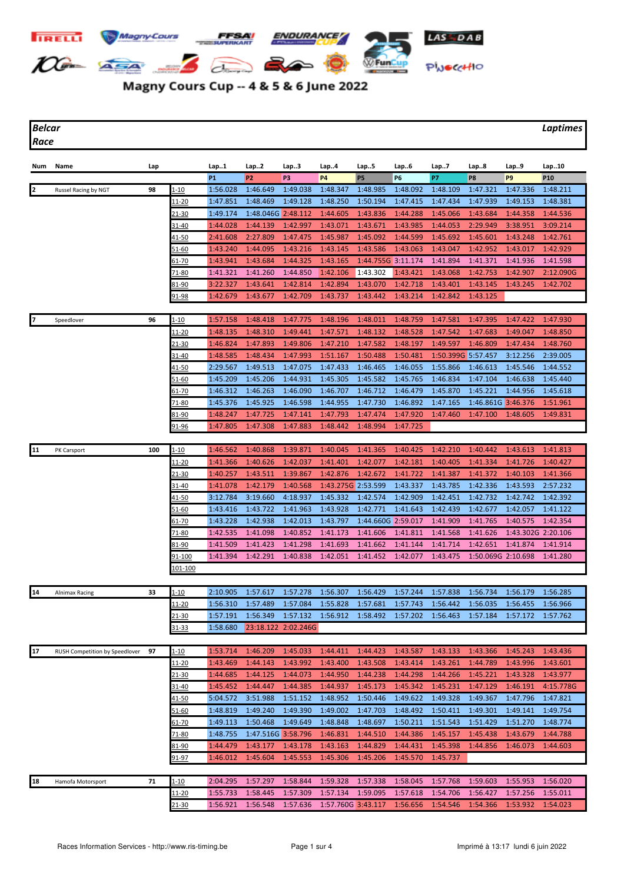# Magny Cours Cup -- 4 & 5 & 6 June 2022

**Belcar** | **Laptimes**

**Race**

| Num | Name | Lap | | Lap..1 | Lap..2 | Lap..3 | Lap..4 | Lap..5 | Lap..6 | Lap..7 | Lap..8 | Lap..9 | Lap..10 |
|---|---|---|---|---|---|---|---|---|---|---|---|---|---|
| | | | | P1 | P2 | P3 | P4 | P5 | P6 | P7 | P8 | P9 | P10 |
| 2 | Russel Racing by NGT | 98 | 1-10 | 1:56.028 | 1:46.649 | 1:49.038 | 1:48.347 | 1:48.985 | 1:48.092 | 1:48.109 | 1:47.321 | 1:47.336 | 1:48.211 |
| | | | 11-20 | 1:47.851 | 1:48.469 | 1:49.128 | 1:48.250 | 1:50.194 | 1:47.415 | 1:47.454 | 1:47.939 | 1:49.153 | 1:48.381 |
| | | | 21-30 | 1:49.174 | 1:48.046G | 2:48.112 | 1:44.605 | 1:43.836 | 1:44.288 | 1:45.066 | 1:43.684 | 1:44.358 | 1:44.536 |
| | | | 31-40 | 1:44.028 | 1:44.139 | 1:42.997 | 1:43.071 | 1:43.671 | 1:43.985 | 1:44.053 | 2:29.949 | 3:38.951 | 3:09.214 |
| | | | 41-50 | 2:41.608 | 2:27.809 | 1:47.475 | 1:45.987 | 1:45.092 | 1:44.599 | 1:45.692 | 1:45.601 | 1:43.248 | 1:42.761 |
| | | | 51-60 | 1:43.240 | 1:44.095 | 1:43.216 | 1:43.145 | 1:43.586 | 1:43.063 | 1:43.047 | 1:42.952 | 1:43.017 | 1:42.929 |
| | | | 61-70 | 1:43.941 | 1:43.684 | 1:44.325 | 1:43.165 | 1:44.755G | 3:11.174 | 1:41.894 | 1:41.371 | 1:41.936 | 1:41.598 |
| | | | 71-80 | 1:41.321 | 1:41.260 | 1:44.850 | 1:42.106 | 1:43.302 | 1:43.421 | 1:43.068 | 1:42.753 | 1:42.907 | 2:12.090G |
| | | | 81-90 | 3:22.327 | 1:43.641 | 1:42.814 | 1:42.894 | 1:43.070 | 1:42.718 | 1:43.401 | 1:43.145 | 1:43.245 | 1:42.702 |
| | | | 91-98 | 1:42.679 | 1:43.677 | 1:42.709 | 1:43.737 | 1:43.442 | 1:43.214 | 1:42.842 | 1:43.125 | | |
| 7 | Speedlover | 96 | 1-10 | 1:57.158 | 1:48.418 | 1:47.775 | 1:48.196 | 1:48.011 | 1:48.759 | 1:47.581 | 1:47.395 | 1:47.422 | 1:47.930 |
| | | | 11-20 | 1:48.135 | 1:48.310 | 1:49.441 | 1:47.571 | 1:48.132 | 1:48.528 | 1:47.542 | 1:47.683 | 1:49.047 | 1:48.850 |
| | | | 21-30 | 1:46.824 | 1:47.893 | 1:49.806 | 1:47.210 | 1:47.582 | 1:48.197 | 1:49.597 | 1:46.809 | 1:47.434 | 1:48.760 |
| | | | 31-40 | 1:48.585 | 1:48.434 | 1:47.993 | 1:51.167 | 1:50.488 | 1:50.481 | 1:50.399G | 5:57.457 | 3:12.256 | 2:39.005 |
| | | | 41-50 | 2:29.567 | 1:49.513 | 1:47.075 | 1:47.433 | 1:46.465 | 1:46.055 | 1:55.866 | 1:46.613 | 1:45.546 | 1:44.552 |
| | | | 51-60 | 1:45.209 | 1:45.206 | 1:44.931 | 1:45.305 | 1:45.582 | 1:45.765 | 1:46.834 | 1:47.104 | 1:46.638 | 1:45.440 |
| | | | 61-70 | 1:46.312 | 1:46.263 | 1:46.090 | 1:46.707 | 1:46.712 | 1:46.479 | 1:45.870 | 1:45.221 | 1:44.956 | 1:45.618 |
| | | | 71-80 | 1:45.376 | 1:45.925 | 1:46.598 | 1:44.955 | 1:47.730 | 1:46.892 | 1:47.165 | 1:46.861G | 3:46.376 | 1:51.961 |
| | | | 81-90 | 1:48.247 | 1:47.725 | 1:47.141 | 1:47.793 | 1:47.474 | 1:47.920 | 1:47.460 | 1:47.100 | 1:48.605 | 1:49.831 |
| | | | 91-96 | 1:47.805 | 1:47.308 | 1:47.883 | 1:48.442 | 1:48.994 | 1:47.725 | | | | |
| 11 | PK Carsport | 100 | 1-10 | 1:46.562 | 1:40.868 | 1:39.871 | 1:40.045 | 1:41.365 | 1:40.425 | 1:42.210 | 1:40.442 | 1:43.613 | 1:41.813 |
| | | | 11-20 | 1:41.366 | 1:40.626 | 1:42.037 | 1:41.401 | 1:42.077 | 1:42.181 | 1:40.405 | 1:41.334 | 1:41.726 | 1:40.427 |
| | | | 21-30 | 1:40.257 | 1:43.511 | 1:39.867 | 1:42.876 | 1:42.672 | 1:41.722 | 1:41.387 | 1:41.372 | 1:40.103 | 1:41.366 |
| | | | 31-40 | 1:41.078 | 1:42.179 | 1:40.568 | 1:43.275G | 2:53.599 | 1:43.337 | 1:43.785 | 1:42.336 | 1:43.593 | 2:57.232 |
| | | | 41-50 | 3:12.784 | 3:19.660 | 4:18.937 | 1:45.332 | 1:42.574 | 1:46.055 | 1:42.451 | 1:42.732 | 1:42.742 | 1:42.392 |
| | | | 51-60 | 1:43.416 | 1:43.722 | 1:41.963 | 1:43.928 | 1:42.771 | 1:41.643 | 1:42.439 | 1:42.677 | 1:42.057 | 1:41.122 |
| | | | 61-70 | 1:43.228 | 1:42.938 | 1:42.013 | 1:43.797 | 1:44.660G | 2:59.017 | 1:41.909 | 1:41.765 | 1:40.575 | 1:42.354 |
| | | | 71-80 | 1:42.535 | 1:41.098 | 1:40.852 | 1:41.173 | 1:41.606 | 1:41.811 | 1:41.568 | 1:41.626 | 1:43.302G | 2:20.106 |
| | | | 81-90 | 1:41.509 | 1:41.423 | 1:41.298 | 1:41.693 | 1:41.662 | 1:41.144 | 1:41.714 | 1:42.651 | 1:41.874 | 1:41.914 |
| | | | 91-100 | 1:41.394 | 1:42.291 | 1:40.838 | 1:42.051 | 1:41.452 | 1:42.077 | 1:43.475 | 1:50.069G | 2:10.698 | 1:41.280 |
| | | | 101-100 | | | | | | | | | | |
| 14 | Alnimax Racing | 33 | 1-10 | 2:10.905 | 1:57.617 | 1:57.278 | 1:56.307 | 1:56.429 | 1:57.244 | 1:57.838 | 1:56.734 | 1:56.179 | 1:56.285 |
| | | | 11-20 | 1:56.310 | 1:57.489 | 1:57.084 | 1:55.828 | 1:57.681 | 1:57.743 | 1:56.442 | 1:56.035 | 1:56.455 | 1:56.966 |
| | | | 21-30 | 1:57.191 | 1:56.349 | 1:57.132 | 1:56.912 | 1:58.492 | 1:57.202 | 1:56.463 | 1:57.184 | 1:57.172 | 1:57.762 |
| | | | 31-33 | 1:58.680 | 23:18.122 | 2:02.246G | | | | | | | |
| 17 | RUSH Competition by Speedlover | 97 | 1-10 | 1:53.714 | 1:46.209 | 1:45.033 | 1:44.411 | 1:44.423 | 1:43.587 | 1:43.133 | 1:43.366 | 1:45.243 | 1:43.436 |
| | | | 11-20 | 1:43.469 | 1:44.143 | 1:43.992 | 1:43.400 | 1:43.508 | 1:43.414 | 1:43.261 | 1:44.789 | 1:43.996 | 1:43.601 |
| | | | 21-30 | 1:44.685 | 1:44.125 | 1:44.073 | 1:44.950 | 1:44.238 | 1:44.298 | 1:44.266 | 1:45.221 | 1:43.328 | 1:43.977 |
| | | | 31-40 | 1:45.452 | 1:44.447 | 1:44.385 | 1:44.937 | 1:45.173 | 1:45.342 | 1:45.231 | 1:47.129 | 1:46.191 | 4:15.778G |
| | | | 41-50 | 5:04.572 | 3:51.988 | 1:51.152 | 1:48.952 | 1:50.446 | 1:49.622 | 1:49.328 | 1:49.367 | 1:47.796 | 1:47.821 |
| | | | 51-60 | 1:48.819 | 1:49.240 | 1:49.390 | 1:49.002 | 1:47.703 | 1:48.492 | 1:50.411 | 1:49.301 | 1:49.141 | 1:49.754 |
| | | | 61-70 | 1:49.113 | 1:50.468 | 1:49.649 | 1:48.848 | 1:48.697 | 1:50.211 | 1:51.543 | 1:51.429 | 1:51.270 | 1:48.774 |
| | | | 71-80 | 1:48.755 | 1:47.516G | 3:58.796 | 1:46.831 | 1:44.510 | 1:44.386 | 1:45.157 | 1:45.438 | 1:43.679 | 1:44.788 |
| | | | 81-90 | 1:44.479 | 1:43.177 | 1:43.178 | 1:43.163 | 1:44.829 | 1:44.431 | 1:45.398 | 1:44.856 | 1:46.073 | 1:44.603 |
| | | | 91-97 | 1:46.012 | 1:45.604 | 1:45.553 | 1:45.306 | 1:45.206 | 1:45.570 | 1:45.737 | | | |
| 18 | Hamofa Motorsport | 71 | 1-10 | 2:04.295 | 1:57.297 | 1:58.844 | 1:59.328 | 1:57.338 | 1:58.045 | 1:57.768 | 1:59.603 | 1:55.953 | 1:56.020 |
| | | | 11-20 | 1:55.733 | 1:58.445 | 1:57.309 | 1:57.134 | 1:59.095 | 1:57.618 | 1:54.706 | 1:56.427 | 1:57.256 | 1:55.011 |
| | | | 21-30 | 1:56.921 | 1:56.548 | 1:57.636 | 1:57.760G | 3:43.117 | 1:56.656 | 1:54.546 | 1:54.366 | 1:53.932 | 1:54.023 |

Races Information Services - http://www.ris-timing.be | Imprimé à 13:17 lundi 6 juin 2022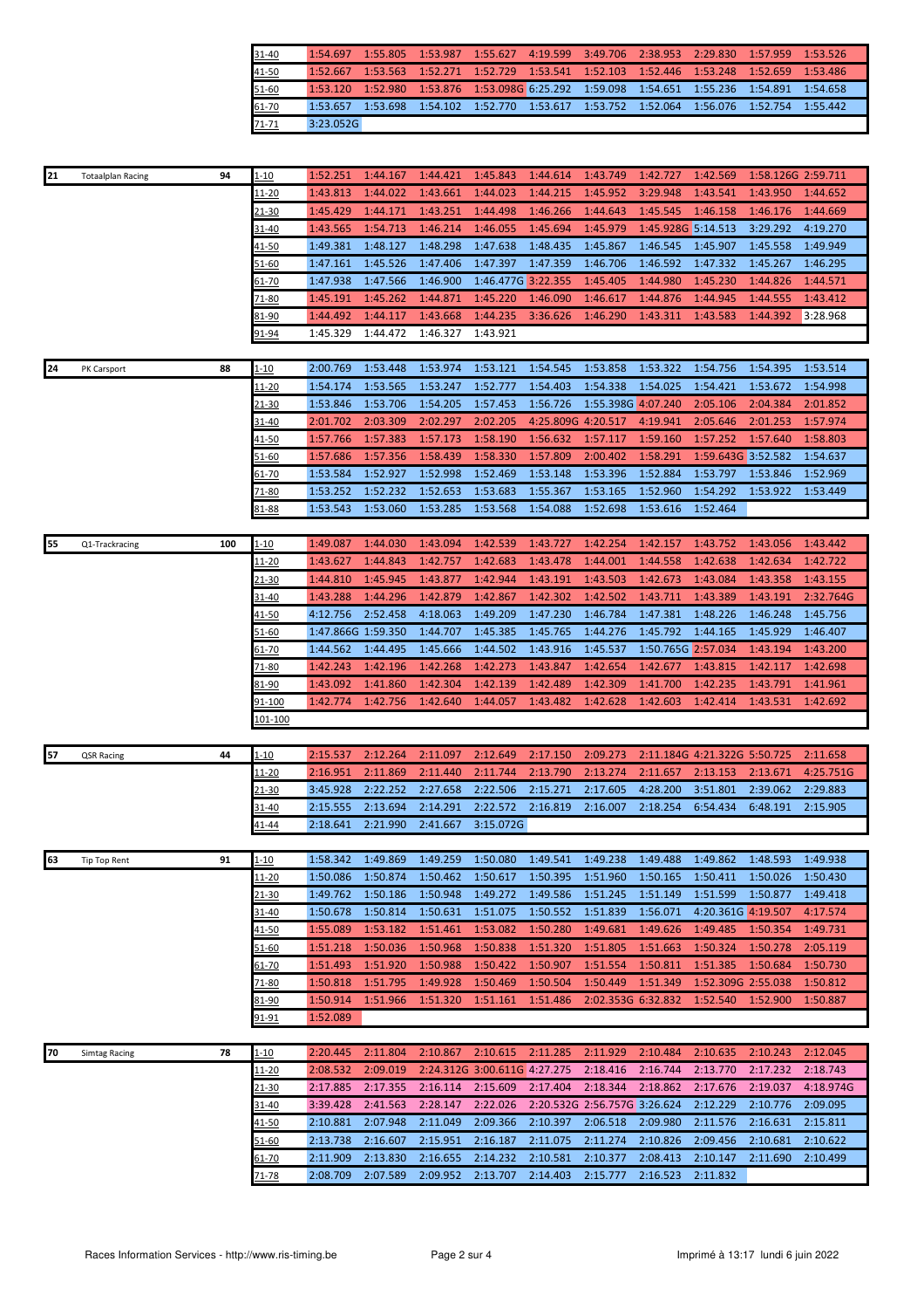| | | | | | | | | | | | | | |
|---|---|---|---|---|---|---|---|---|---|---|---|---|---|
| | | | 31-40 | 1:54.697 | 1:55.805 | 1:53.987 | 1:55.627 | 4:19.599 | 3:49.706 | 2:38.953 | 2:29.830 | 1:57.959 | 1:53.526 |
| | | | 41-50 | 1:52.667 | 1:53.563 | 1:52.271 | 1:52.729 | 1:53.541 | 1:52.103 | 1:52.446 | 1:53.248 | 1:52.659 | 1:53.486 |
| | | | 51-60 | 1:53.120 | 1:52.980 | 1:53.876 | 1:53.098G | 6:25.292 | 1:59.098 | 1:54.651 | 1:55.236 | 1:54.891 | 1:54.658 |
| | | | 61-70 | 1:53.657 | 1:53.698 | 1:54.102 | 1:52.770 | 1:53.617 | 1:53.752 | 1:52.064 | 1:56.076 | 1:52.754 | 1:55.442 |
| | | | 71-71 | 3:23.052G | | | | | | | | | |

| | | | | | | | | | | | | | |
|---|---|---|---|---|---|---|---|---|---|---|---|---|---|
| 21 | Totaalplan Racing | 94 | 1-10 | 1:52.251 | 1:44.167 | 1:44.421 | 1:45.843 | 1:44.614 | 1:43.749 | 1:42.727 | 1:42.569 | 1:58.126G | 2:59.711 |
| | | | 11-20 | 1:43.813 | 1:44.022 | 1:43.661 | 1:44.023 | 1:44.215 | 1:45.952 | 3:29.948 | 1:43.541 | 1:43.950 | 1:44.652 |
| | | | 21-30 | 1:45.429 | 1:44.171 | 1:43.251 | 1:44.498 | 1:46.266 | 1:44.643 | 1:45.545 | 1:46.158 | 1:46.176 | 1:44.669 |
| | | | 31-40 | 1:43.565 | 1:54.713 | 1:46.214 | 1:46.055 | 1:45.694 | 1:45.979 | 1:45.928G | 5:14.513 | 3:29.292 | 4:19.270 |
| | | | 41-50 | 1:49.381 | 1:48.127 | 1:48.298 | 1:47.638 | 1:48.435 | 1:45.867 | 1:46.545 | 1:45.907 | 1:45.558 | 1:49.949 |
| | | | 51-60 | 1:47.161 | 1:45.526 | 1:47.406 | 1:47.397 | 1:47.359 | 1:46.706 | 1:46.592 | 1:47.332 | 1:45.267 | 1:46.295 |
| | | | 61-70 | 1:47.938 | 1:47.566 | 1:46.900 | 1:46.477G | 3:22.355 | 1:45.405 | 1:44.980 | 1:45.230 | 1:44.826 | 1:44.571 |
| | | | 71-80 | 1:45.191 | 1:45.262 | 1:44.871 | 1:45.220 | 1:46.090 | 1:46.617 | 1:44.876 | 1:44.945 | 1:44.555 | 1:43.412 |
| | | | 81-90 | 1:44.492 | 1:44.117 | 1:43.668 | 1:44.235 | 3:36.626 | 1:46.290 | 1:43.311 | 1:43.583 | 1:44.392 | 3:28.968 |
| | | | 91-94 | 1:45.329 | 1:44.472 | 1:46.327 | 1:43.921 | | | | | | |

| | | | | | | | | | | | | | |
|---|---|---|---|---|---|---|---|---|---|---|---|---|---|
| 24 | PK Carsport | 88 | 1-10 | 2:00.769 | 1:53.448 | 1:53.974 | 1:53.121 | 1:54.545 | 1:53.858 | 1:53.322 | 1:54.756 | 1:54.395 | 1:53.514 |
| | | | 11-20 | 1:54.174 | 1:53.565 | 1:53.247 | 1:52.777 | 1:54.403 | 1:54.338 | 1:54.025 | 1:54.421 | 1:53.672 | 1:54.998 |
| | | | 21-30 | 1:53.846 | 1:53.706 | 1:54.205 | 1:57.453 | 1:56.726 | 1:55.398G | 4:07.240 | 2:05.106 | 2:04.384 | 2:01.852 |
| | | | 31-40 | 2:01.702 | 2:03.309 | 2:02.297 | 2:02.205 | 4:25.809G | 4:20.517 | 4:19.941 | 2:05.646 | 2:01.253 | 1:57.974 |
| | | | 41-50 | 1:57.766 | 1:57.383 | 1:57.173 | 1:58.190 | 1:56.632 | 1:57.117 | 1:59.160 | 1:57.252 | 1:57.640 | 1:58.803 |
| | | | 51-60 | 1:57.686 | 1:57.356 | 1:58.439 | 1:58.330 | 1:57.809 | 2:00.402 | 1:58.291 | 1:59.643G | 3:52.582 | 1:54.637 |
| | | | 61-70 | 1:53.584 | 1:52.927 | 1:52.998 | 1:52.469 | 1:53.148 | 1:53.396 | 1:52.884 | 1:53.797 | 1:53.846 | 1:52.969 |
| | | | 71-80 | 1:53.252 | 1:52.232 | 1:52.653 | 1:53.683 | 1:55.367 | 1:53.165 | 1:52.960 | 1:54.292 | 1:53.922 | 1:53.449 |
| | | | 81-88 | 1:53.543 | 1:53.060 | 1:53.285 | 1:53.568 | 1:54.088 | 1:52.698 | 1:53.616 | 1:52.464 | | |

| | | | | | | | | | | | | | |
|---|---|---|---|---|---|---|---|---|---|---|---|---|---|
| 55 | Q1-Trackracing | 100 | 1-10 | 1:49.087 | 1:44.030 | 1:43.094 | 1:42.539 | 1:43.727 | 1:42.254 | 1:42.157 | 1:43.752 | 1:43.056 | 1:43.442 |
| | | | 11-20 | 1:43.627 | 1:44.843 | 1:42.757 | 1:42.683 | 1:43.478 | 1:44.001 | 1:44.558 | 1:42.638 | 1:42.634 | 1:42.722 |
| | | | 21-30 | 1:44.810 | 1:45.945 | 1:43.877 | 1:42.944 | 1:43.191 | 1:43.503 | 1:42.673 | 1:43.084 | 1:43.358 | 1:43.155 |
| | | | 31-40 | 1:43.288 | 1:44.296 | 1:42.879 | 1:42.867 | 1:42.302 | 1:42.502 | 1:43.711 | 1:43.389 | 1:43.191 | 2:32.764G |
| | | | 41-50 | 4:12.756 | 2:52.458 | 4:18.063 | 1:49.209 | 1:47.230 | 1:46.784 | 1:47.381 | 1:48.226 | 1:46.248 | 1:45.756 |
| | | | 51-60 | 1:47.866G | 1:59.350 | 1:44.707 | 1:45.385 | 1:45.765 | 1:44.276 | 1:45.792 | 1:44.165 | 1:45.929 | 1:46.407 |
| | | | 61-70 | 1:44.562 | 1:44.495 | 1:45.666 | 1:44.502 | 1:43.916 | 1:45.537 | 1:50.765G | 2:57.034 | 1:43.194 | 1:43.200 |
| | | | 71-80 | 1:42.243 | 1:42.196 | 1:42.268 | 1:42.273 | 1:43.847 | 1:42.654 | 1:42.677 | 1:43.815 | 1:42.117 | 1:42.698 |
| | | | 81-90 | 1:43.092 | 1:41.860 | 1:42.304 | 1:42.139 | 1:42.489 | 1:42.309 | 1:41.700 | 1:42.235 | 1:43.791 | 1:41.961 |
| | | | 91-100 | 1:42.774 | 1:42.756 | 1:42.640 | 1:44.057 | 1:43.482 | 1:42.628 | 1:42.603 | 1:42.414 | 1:43.531 | 1:42.692 |
| | | | 101-100 | | | | | | | | | | |

| | | | | | | | | | | | | | |
|---|---|---|---|---|---|---|---|---|---|---|---|---|---|
| 57 | QSR Racing | 44 | 1-10 | 2:15.537 | 2:12.264 | 2:11.097 | 2:12.649 | 2:17.150 | 2:09.273 | 2:11.184G | 4:21.322G | 5:50.725 | 2:11.658 |
| | | | 11-20 | 2:16.951 | 2:11.869 | 2:11.440 | 2:11.744 | 2:13.790 | 2:13.274 | 2:11.657 | 2:13.153 | 2:13.671 | 4:25.751G |
| | | | 21-30 | 3:45.928 | 2:22.252 | 2:27.658 | 2:22.506 | 2:15.271 | 2:17.605 | 4:28.200 | 3:51.801 | 2:39.062 | 2:29.883 |
| | | | 31-40 | 2:15.555 | 2:13.694 | 2:14.291 | 2:22.572 | 2:16.819 | 2:16.007 | 2:18.254 | 6:54.434 | 6:48.191 | 2:15.905 |
| | | | 41-44 | 2:18.641 | 2:21.990 | 2:41.667 | 3:15.072G | | | | | | |

| | | | | | | | | | | | | | |
|---|---|---|---|---|---|---|---|---|---|---|---|---|---|
| 63 | Tip Top Rent | 91 | 1-10 | 1:58.342 | 1:49.869 | 1:49.259 | 1:50.080 | 1:49.541 | 1:49.238 | 1:49.488 | 1:49.862 | 1:48.593 | 1:49.938 |
| | | | 11-20 | 1:50.086 | 1:50.874 | 1:50.462 | 1:50.617 | 1:50.395 | 1:51.960 | 1:50.165 | 1:50.411 | 1:50.026 | 1:50.430 |
| | | | 21-30 | 1:49.762 | 1:50.186 | 1:50.948 | 1:49.272 | 1:49.586 | 1:51.245 | 1:51.149 | 1:51.599 | 1:50.877 | 1:49.418 |
| | | | 31-40 | 1:50.678 | 1:50.814 | 1:50.631 | 1:51.075 | 1:50.552 | 1:51.839 | 1:56.071 | 4:20.361G | 4:19.507 | 4:17.574 |
| | | | 41-50 | 1:55.089 | 1:53.182 | 1:51.461 | 1:53.082 | 1:50.280 | 1:49.681 | 1:49.626 | 1:49.485 | 1:50.354 | 1:49.731 |
| | | | 51-60 | 1:51.218 | 1:50.036 | 1:50.968 | 1:50.838 | 1:51.320 | 1:51.805 | 1:51.663 | 1:50.324 | 1:50.278 | 2:05.119 |
| | | | 61-70 | 1:51.493 | 1:51.920 | 1:50.988 | 1:50.422 | 1:50.907 | 1:51.554 | 1:50.811 | 1:51.385 | 1:50.684 | 1:50.730 |
| | | | 71-80 | 1:50.818 | 1:51.795 | 1:49.928 | 1:50.469 | 1:50.504 | 1:50.449 | 1:51.349 | 1:52.309G | 2:55.038 | 1:50.812 |
| | | | 81-90 | 1:50.914 | 1:51.966 | 1:51.320 | 1:51.161 | 1:51.486 | 2:02.353G | 6:32.832 | 1:52.540 | 1:52.900 | 1:50.887 |
| | | | 91-91 | 1:52.089 | | | | | | | | | |

| | | | | | | | | | | | | | |
|---|---|---|---|---|---|---|---|---|---|---|---|---|---|
| 70 | Simtag Racing | 78 | 1-10 | 2:20.445 | 2:11.804 | 2:10.867 | 2:10.615 | 2:11.285 | 2:11.929 | 2:10.484 | 2:10.635 | 2:10.243 | 2:12.045 |
| | | | 11-20 | 2:08.532 | 2:09.019 | 2:24.312G | 3:00.611G | 4:27.275 | 2:18.416 | 2:16.744 | 2:13.770 | 2:17.232 | 2:18.743 |
| | | | 21-30 | 2:17.885 | 2:17.355 | 2:16.114 | 2:15.609 | 2:17.404 | 2:18.344 | 2:18.862 | 2:17.676 | 2:19.037 | 4:18.974G |
| | | | 31-40 | 3:39.428 | 2:41.563 | 2:28.147 | 2:22.026 | 2:20.532G | 2:56.757G | 3:26.624 | 2:12.229 | 2:10.776 | 2:09.095 |
| | | | 41-50 | 2:10.881 | 2:07.948 | 2:11.049 | 2:09.366 | 2:10.397 | 2:06.518 | 2:09.980 | 2:11.576 | 2:16.631 | 2:15.811 |
| | | | 51-60 | 2:13.738 | 2:16.607 | 2:15.951 | 2:16.187 | 2:11.075 | 2:11.274 | 2:10.826 | 2:09.456 | 2:10.681 | 2:10.622 |
| | | | 61-70 | 2:11.909 | 2:13.830 | 2:16.655 | 2:14.232 | 2:10.581 | 2:10.377 | 2:08.413 | 2:10.147 | 2:11.690 | 2:10.499 |
| | | | 71-78 | 2:08.709 | 2:07.589 | 2:09.952 | 2:13.707 | 2:14.403 | 2:15.777 | 2:16.523 | 2:11.832 | | |

Races Information Services - http://www.ris-timing.be

Imprimé à 13:17 lundi 6 juin 2022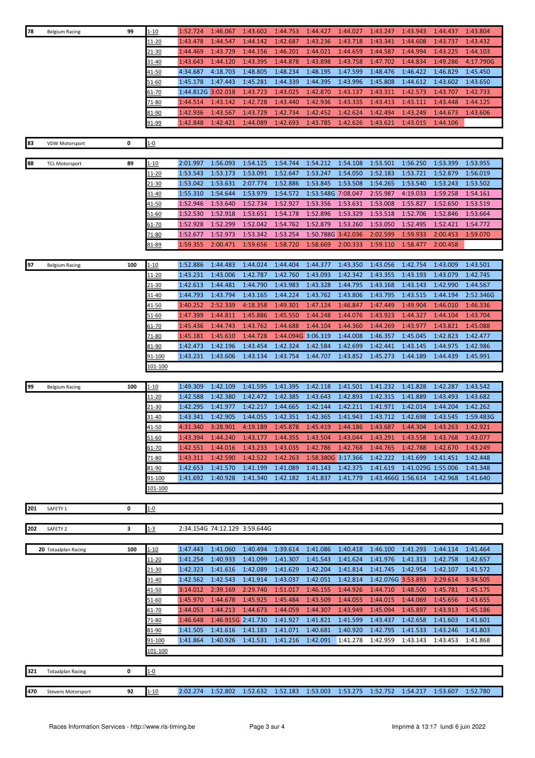| No. | Team | Laps | Range | 1 | 2 | 3 | 4 | 5 | 6 | 7 | 8 | 9 | 10 |
|---|---|---|---|---|---|---|---|---|---|---|---|---|---|
| 78 | Belgium Racing | 99 | 1-10 | 1:52.724 | 1:46.067 | 1:43.602 | 1:44.753 | 1:44.427 | 1:44.027 | 1:43.247 | 1:43.943 | 1:44.437 | 1:43.804 |
| | | | 11-20 | 1:43.478 | 1:44.547 | 1:44.142 | 1:42.687 | 1:43.236 | 1:43.718 | 1:43.341 | 1:44.608 | 1:43.737 | 1:43.432 |
| | | | 21-30 | 1:44.469 | 1:43.729 | 1:44.156 | 1:46.201 | 1:44.021 | 1:44.659 | 1:44.587 | 1:44.994 | 1:43.225 | 1:44.103 |
| | | | 31-40 | 1:43.643 | 1:44.120 | 1:43.395 | 1:44.878 | 1:43.898 | 1:43.758 | 1:47.702 | 1:44.834 | 1:49.286 | 4:17.790G |
| | | | 41-50 | 4:34.687 | 4:18.703 | 1:48.805 | 1:48.234 | 1:48.195 | 1:47.599 | 1:48.476 | 1:46.422 | 1:46.829 | 1:45.450 |
| | | | 51-60 | 1:45.178 | 1:47.443 | 1:45.281 | 1:44.339 | 1:44.395 | 1:43.996 | 1:45.808 | 1:44.612 | 1:43.602 | 1:43.650 |
| | | | 61-70 | 1:44.812G | 3:02.018 | 1:43.723 | 1:43.025 | 1:42.870 | 1:43.137 | 1:43.311 | 1:42.573 | 1:43.707 | 1:42.733 |
| | | | 71-80 | 1:44.514 | 1:43.142 | 1:42.728 | 1:43.440 | 1:42.936 | 1:43.335 | 1:43.413 | 1:43.111 | 1:43.448 | 1:44.125 |
| | | | 81-90 | 1:42.936 | 1:43.567 | 1:43.729 | 1:42.734 | 1:42.452 | 1:42.624 | 1:42.494 | 1:43.249 | 1:44.673 | 1:43.606 |
| | | | 91-99 | 1:42.848 | 1:42.421 | 1:44.089 | 1:42.693 | 1:43.785 | 1:42.626 | 1:43.621 | 1:43.015 | 1:44.106 | |
| 83 | VDW Motorsport | 0 | 1-0 | | | | | | | | | | |
| 88 | TCL Motorsport | 89 | 1-10 | 2:01.997 | 1:56.093 | 1:54.125 | 1:54.744 | 1:54.212 | 1:54.108 | 1:53.501 | 1:56.250 | 1:53.399 | 1:53.955 |
| | | | 11-20 | 1:53.543 | 1:53.173 | 1:53.091 | 1:52.647 | 1:53.247 | 1:54.050 | 1:52.183 | 1:53.721 | 1:52.879 | 1:56.019 |
| | | | 21-30 | 1:53.042 | 1:53.631 | 2:07.774 | 1:52.886 | 1:53.845 | 1:53.508 | 1:54.265 | 1:53.540 | 1:53.243 | 1:53.502 |
| | | | 31-40 | 1:55.310 | 1:54.644 | 1:53.979 | 1:54.572 | 1:53.548G | 7:08.047 | 2:55.987 | 4:19.033 | 1:59.258 | 1:54.161 |
| | | | 41-50 | 1:52.946 | 1:53.640 | 1:52.734 | 1:52.927 | 1:53.356 | 1:53.631 | 1:53.008 | 1:55.827 | 1:52.650 | 1:53.519 |
| | | | 51-60 | 1:52.530 | 1:52.918 | 1:53.651 | 1:54.178 | 1:52.896 | 1:53.329 | 1:53.518 | 1:52.706 | 1:52.846 | 1:53.664 |
| | | | 61-70 | 1:52.928 | 1:52.299 | 1:52.042 | 1:54.762 | 1:52.879 | 1:53.260 | 1:53.050 | 1:52.495 | 1:52.421 | 1:54.772 |
| | | | 71-80 | 1:52.677 | 1:52.973 | 1:53.342 | 1:53.254 | 1:50.788G | 3:42.036 | 2:02.599 | 1:59.933 | 2:00.453 | 1:59.070 |
| | | | 81-89 | 1:59.355 | 2:00.471 | 1:59.656 | 1:58.720 | 1:58.669 | 2:00.333 | 1:59.110 | 1:58.477 | 2:00.458 | |
| 97 | Belgium Racing | 100 | 1-10 | 1:52.886 | 1:44.483 | 1:44.024 | 1:44.404 | 1:44.377 | 1:43.350 | 1:43.056 | 1:42.754 | 1:43.009 | 1:43.501 |
| | | | 11-20 | 1:43.231 | 1:43.006 | 1:42.787 | 1:42.760 | 1:43.093 | 1:42.342 | 1:43.355 | 1:43.193 | 1:43.079 | 1:42.745 |
| | | | 21-30 | 1:42.613 | 1:44.481 | 1:44.790 | 1:43.983 | 1:43.328 | 1:44.795 | 1:43.168 | 1:43.143 | 1:42.990 | 1:44.567 |
| | | | 31-40 | 1:44.793 | 1:43.794 | 1:43.165 | 1:44.224 | 1:43.762 | 1:43.806 | 1:43.795 | 1:43.515 | 1:44.194 | 2:52.346G |
| | | | 41-50 | 3:40.252 | 2:52.339 | 4:18.358 | 1:49.301 | 1:47.124 | 1:46.847 | 1:47.449 | 1:49.904 | 1:46.010 | 1:46.336 |
| | | | 51-60 | 1:47.399 | 1:44.811 | 1:45.886 | 1:45.550 | 1:44.248 | 1:44.076 | 1:43.923 | 1:44.327 | 1:44.104 | 1:43.704 |
| | | | 61-70 | 1:45.436 | 1:44.743 | 1:43.762 | 1:44.688 | 1:44.104 | 1:44.360 | 1:44.269 | 1:43.977 | 1:43.821 | 1:45.088 |
| | | | 71-80 | 1:45.181 | 1:45.610 | 1:44.728 | 1:44.094G | 3:06.319 | 1:44.008 | 1:46.357 | 1:45.045 | 1:42.823 | 1:42.477 |
| | | | 81-90 | 1:42.473 | 1:42.196 | 1:43.454 | 1:42.324 | 1:42.584 | 1:42.699 | 1:42.441 | 1:43.145 | 1:44.975 | 1:42.986 |
| | | | 91-100 | 1:43.231 | 1:43.606 | 1:43.134 | 1:43.754 | 1:44.707 | 1:43.852 | 1:45.273 | 1:44.189 | 1:44.439 | 1:45.991 |
| | | | 101-100 | | | | | | | | | | |
| 99 | Belgium Racing | 100 | 1-10 | 1:49.309 | 1:42.109 | 1:41.595 | 1:41.395 | 1:42.118 | 1:41.501 | 1:41.232 | 1:41.828 | 1:42.287 | 1:43.542 |
| | | | 11-20 | 1:42.588 | 1:42.380 | 1:42.472 | 1:42.385 | 1:43.643 | 1:42.893 | 1:42.315 | 1:41.889 | 1:43.493 | 1:43.682 |
| | | | 21-30 | 1:42.295 | 1:41.977 | 1:42.217 | 1:44.665 | 1:42.144 | 1:42.211 | 1:41.971 | 1:42.014 | 1:44.204 | 1:42.262 |
| | | | 31-40 | 1:43.341 | 1:42.905 | 1:44.055 | 1:42.351 | 1:42.365 | 1:41.943 | 1:43.712 | 1:42.698 | 1:43.545 | 1:59.483G |
| | | | 41-50 | 4:31.340 | 3:28.901 | 4:19.189 | 1:45.878 | 1:45.419 | 1:44.186 | 1:43.687 | 1:44.304 | 1:43.263 | 1:42.921 |
| | | | 51-60 | 1:43.394 | 1:44.240 | 1:43.177 | 1:44.355 | 1:43.504 | 1:43.044 | 1:43.291 | 1:43.558 | 1:43.768 | 1:43.077 |
| | | | 61-70 | 1:42.551 | 1:44.016 | 1:43.233 | 1:43.035 | 1:42.786 | 1:42.768 | 1:44.765 | 1:42.788 | 1:42.670 | 1:43.249 |
| | | | 71-80 | 1:43.311 | 1:42.590 | 1:42.522 | 1:42.263 | 1:58.380G | 3:17.366 | 1:42.222 | 1:41.699 | 1:41.451 | 1:42.448 |
| | | | 81-90 | 1:42.653 | 1:41.570 | 1:41.199 | 1:41.089 | 1:41.143 | 1:42.375 | 1:41.619 | 1:41.029G | 1:55.006 | 1:41.348 |
| | | | 91-100 | 1:41.692 | 1:40.928 | 1:41.340 | 1:42.182 | 1:41.837 | 1:41.779 | 1:43.466G | 1:56.614 | 1:42.968 | 1:41.640 |
| | | | 101-100 | | | | | | | | | | |
| 201 | SAFETY 1 | 0 | 1-0 | | | | | | | | | | |
| 202 | SAFETY 2 | 3 | 1-3 | 2:34.154G | 74:12.129 | 3:59.644G | | | | | | | |
| 20 | Totaalplan Racing | 100 | 1-10 | 1:47.443 | 1:41.060 | 1:40.494 | 1:39.614 | 1:41.086 | 1:40.418 | 1:46.100 | 1:41.293 | 1:44.114 | 1:41.464 |
| | | | 11-20 | 1:41.254 | 1:40.933 | 1:41.099 | 1:41.307 | 1:41.543 | 1:41.624 | 1:41.976 | 1:41.313 | 1:42.758 | 1:42.657 |
| | | | 21-30 | 1:42.323 | 1:41.616 | 1:42.089 | 1:41.629 | 1:42.204 | 1:41.814 | 1:41.745 | 1:42.954 | 1:42.107 | 1:41.572 |
| | | | 31-40 | 1:42.562 | 1:42.543 | 1:41.914 | 1:43.037 | 1:42.051 | 1:42.814 | 1:42.076G | 3:53.893 | 2:29.614 | 3:34.505 |
| | | | 41-50 | 3:14.012 | 2:39.169 | 2:29.740 | 1:51.017 | 1:46.155 | 1:44.926 | 1:44.710 | 1:48.500 | 1:45.781 | 1:45.175 |
| | | | 51-60 | 1:45.970 | 1:44.678 | 1:45.925 | 1:45.484 | 1:43.509 | 1:44.055 | 1:44.015 | 1:44.069 | 1:45.656 | 1:43.655 |
| | | | 61-70 | 1:44.053 | 1:44.213 | 1:44.673 | 1:44.059 | 1:44.307 | 1:43.949 | 1:45.094 | 1:45.897 | 1:43.913 | 1:45.186 |
| | | | 71-80 | 1:46.648 | 1:46.915G | 2:41.730 | 1:41.927 | 1:41.821 | 1:41.599 | 1:43.437 | 1:42.658 | 1:41.603 | 1:41.601 |
| | | | 81-90 | 1:41.505 | 1:41.616 | 1:41.183 | 1:41.071 | 1:40.681 | 1:40.920 | 1:42.795 | 1:41.533 | 1:43.246 | 1:41.803 |
| | | | 91-100 | 1:41.864 | 1:40.926 | 1:41.531 | 1:41.216 | 1:42.091 | 1:41.278 | 1:42.959 | 1:43.143 | 1:43.453 | 1:41.868 |
| | | | 101-100 | | | | | | | | | | |
| 321 | Totaalplan Racing | 0 | 1-0 | | | | | | | | | | |
| 470 | Stevens Motorsport | 92 | 1-10 | 2:02.274 | 1:52.802 | 1:52.632 | 1:52.183 | 1:53.003 | 1:53.275 | 1:52.752 | 1:54.217 | 1:53.607 | 1:52.780 |

Races Information Services - http://www.ris-timing.be

Imprimé à 13:17 lundi 6 juin 2022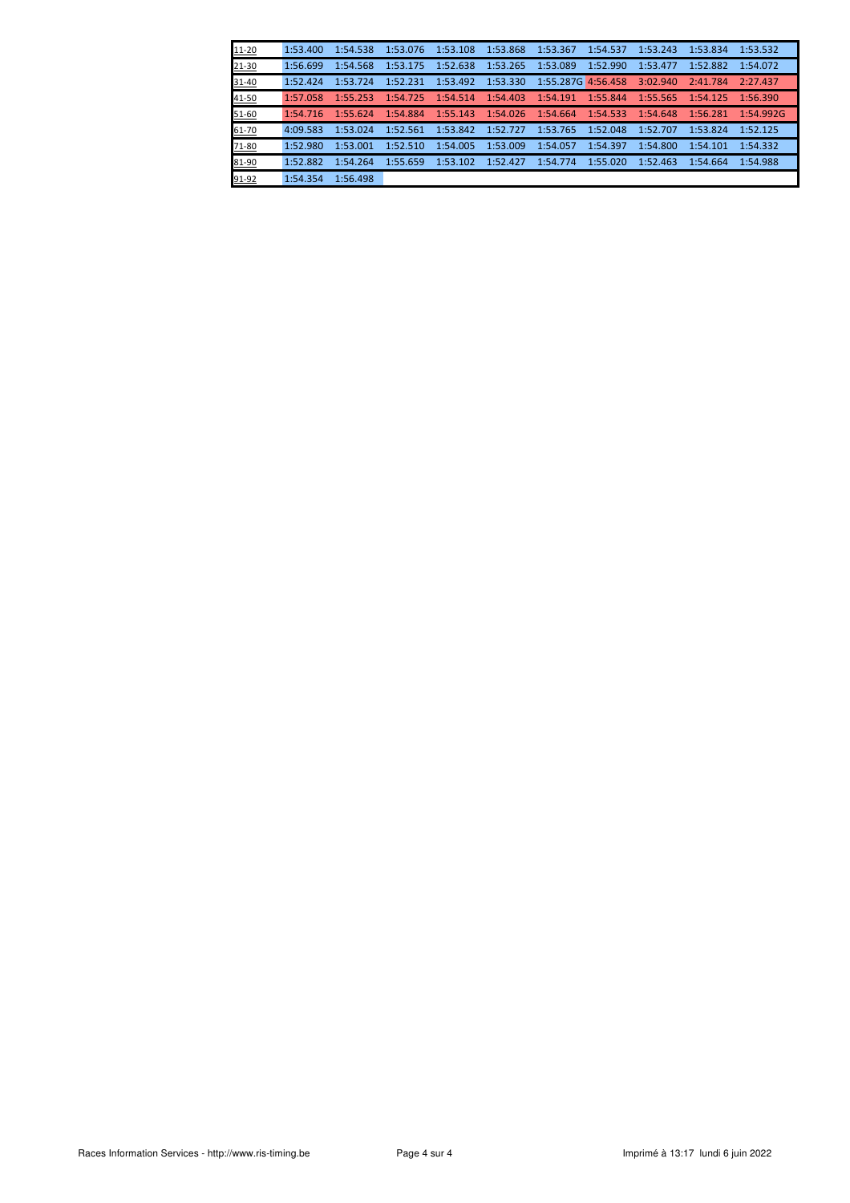| | | | | | | | | | | |
|---|---|---|---|---|---|---|---|---|---|---|
| 11-20 | 1:53.400 | 1:54.538 | 1:53.076 | 1:53.108 | 1:53.868 | 1:53.367 | 1:54.537 | 1:53.243 | 1:53.834 | 1:53.532 |
| 21-30 | 1:56.699 | 1:54.568 | 1:53.175 | 1:52.638 | 1:53.265 | 1:53.089 | 1:52.990 | 1:53.477 | 1:52.882 | 1:54.072 |
| 31-40 | 1:52.424 | 1:53.724 | 1:52.231 | 1:53.492 | 1:53.330 | 1:55.287G | 4:56.458 | 3:02.940 | 2:41.784 | 2:27.437 |
| 41-50 | 1:57.058 | 1:55.253 | 1:54.725 | 1:54.514 | 1:54.403 | 1:54.191 | 1:55.844 | 1:55.565 | 1:54.125 | 1:56.390 |
| 51-60 | 1:54.716 | 1:55.624 | 1:54.884 | 1:55.143 | 1:54.026 | 1:54.664 | 1:54.533 | 1:54.648 | 1:56.281 | 1:54.992G |
| 61-70 | 4:09.583 | 1:53.024 | 1:52.561 | 1:53.842 | 1:52.727 | 1:53.765 | 1:52.048 | 1:52.707 | 1:53.824 | 1:52.125 |
| 71-80 | 1:52.980 | 1:53.001 | 1:52.510 | 1:54.005 | 1:53.009 | 1:54.057 | 1:54.397 | 1:54.800 | 1:54.101 | 1:54.332 |
| 81-90 | 1:52.882 | 1:54.264 | 1:55.659 | 1:53.102 | 1:52.427 | 1:54.774 | 1:55.020 | 1:52.463 | 1:54.664 | 1:54.988 |
| 91-92 | 1:54.354 | 1:56.498 | | | | | | | | |

Races Information Services - http://www.ris-timing.be

Imprimé à 13:17 lundi 6 juin 2022